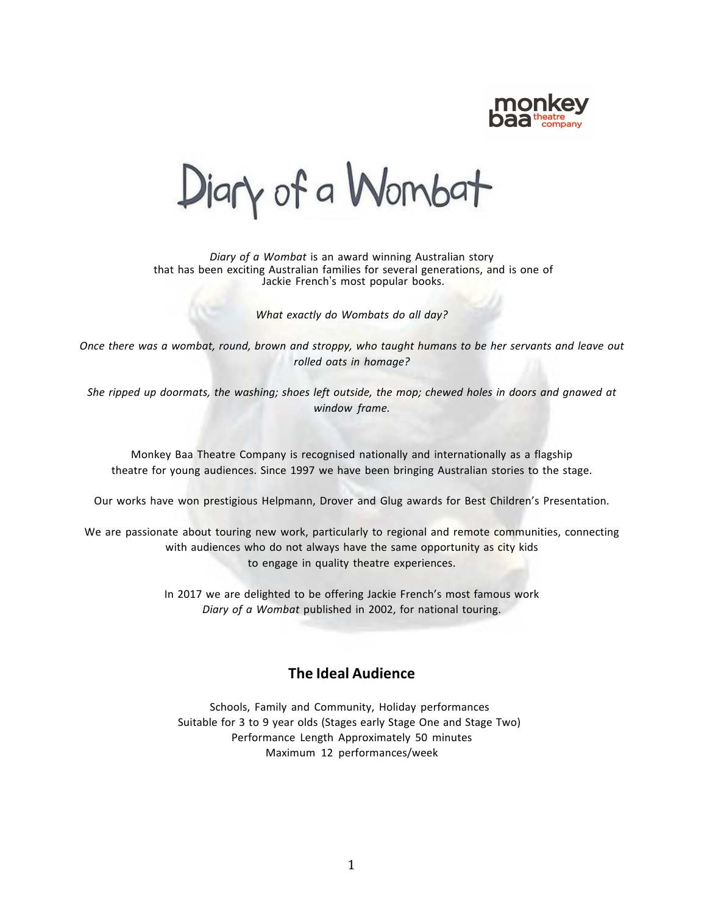monkey baa theatre company

# Diary of a Wombat

*Diary of a Wombat* is an award winning Australian story that has been exciting Australian families for several generations, and is one of Jackie French's most popular books.

*What exactly do Wombats do all day?*

*Once there was a wombat, round, brown and stroppy, who taught humans to be her servants and leave out rolled oats in homage?*

*She ripped up doormats, the washing; shoes left outside, the mop; chewed holes in doors and gnawed at window frame.*

Monkey Baa Theatre Company is recognised nationally and internationally as a flagship theatre for young audiences. Since 1997 we have been bringing Australian stories to the stage.

Our works have won prestigious Helpmann, Drover and Glug awards for Best Children's Presentation.

We are passionate about touring new work, particularly to regional and remote communities, connecting with audiences who do not always have the same opportunity as city kids to engage in quality theatre experiences.

In 2017 we are delighted to be offering Jackie French's most famous work *Diary of a Wombat* published in 2002, for national touring.

## The Ideal Audience

Schools, Family and Community, Holiday performances
Suitable for 3 to 9 year olds (Stages early Stage One and Stage Two)
Performance Length Approximately 50 minutes
Maximum 12 performances/week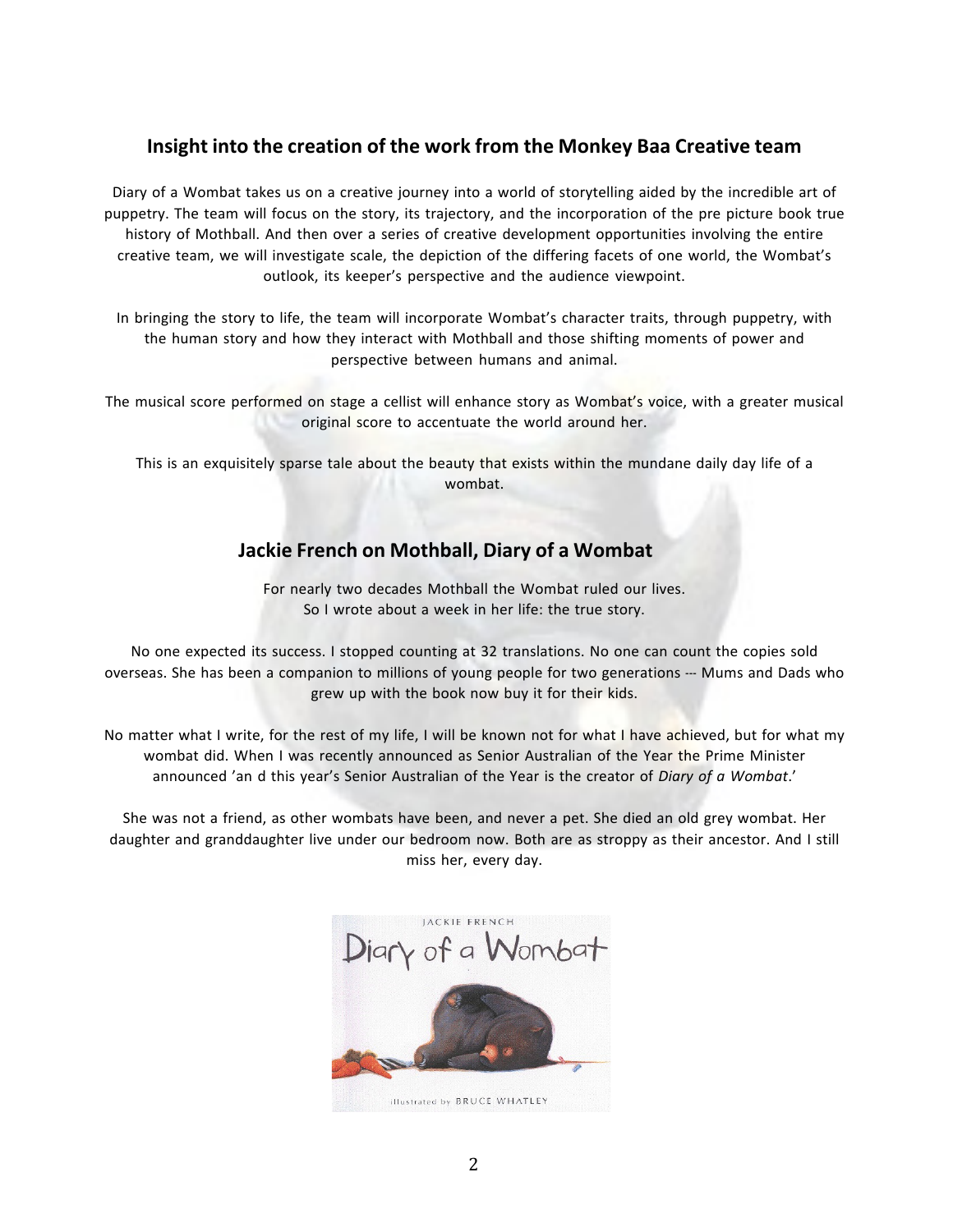## Insight into the creation of the work from the Monkey Baa Creative team

Diary of a Wombat takes us on a creative journey into a world of storytelling aided by the incredible art of puppetry. The team will focus on the story, its trajectory, and the incorporation of the pre picture book true history of Mothball. And then over a series of creative development opportunities involving the entire creative team, we will investigate scale, the depiction of the differing facets of one world, the Wombat's outlook, its keeper's perspective and the audience viewpoint.

In bringing the story to life, the team will incorporate Wombat's character traits, through puppetry, with the human story and how they interact with Mothball and those shifting moments of power and perspective between humans and animal.

The musical score performed on stage a cellist will enhance story as Wombat's voice, with a greater musical original score to accentuate the world around her.

This is an exquisitely sparse tale about the beauty that exists within the mundane daily day life of a wombat.

## Jackie French on Mothball, Diary of a Wombat

For nearly two decades Mothball the Wombat ruled our lives.
So I wrote about a week in her life: the true story.

No one expected its success. I stopped counting at 32 translations. No one can count the copies sold overseas. She has been a companion to millions of young people for two generations --- Mums and Dads who grew up with the book now buy it for their kids.

No matter what I write, for the rest of my life, I will be known not for what I have achieved, but for what my wombat did. When I was recently announced as Senior Australian of the Year the Prime Minister announced 'an d this year's Senior Australian of the Year is the creator of *Diary of a Wombat*.'

She was not a friend, as other wombats have been, and never a pet. She died an old grey wombat. Her daughter and granddaughter live under our bedroom now. Both are as stroppy as their ancestor. And I still miss her, every day.

JACKIE FRENCH
Diary of a Wombat
illustrated by BRUCE WHATLEY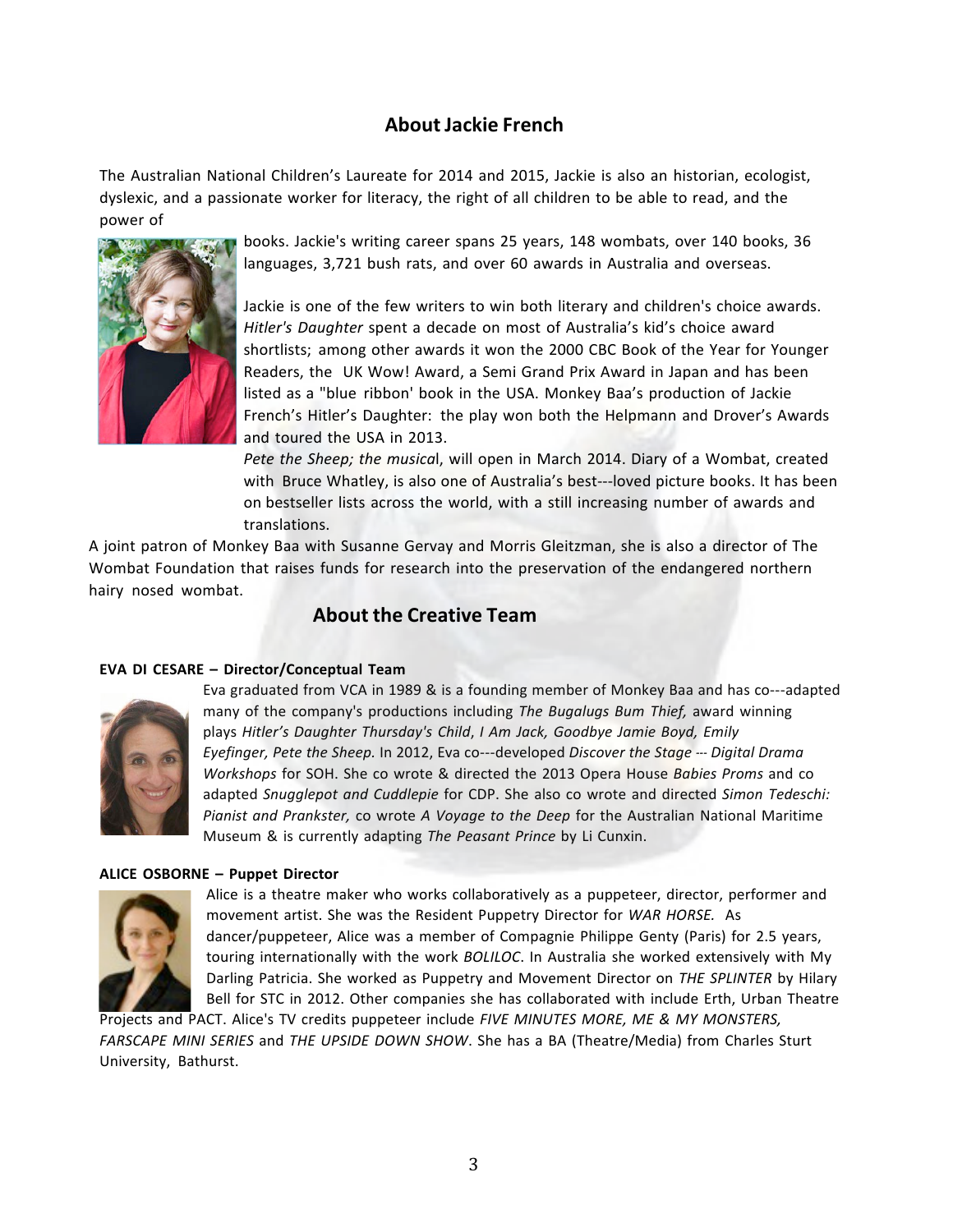## About Jackie French

The Australian National Children's Laureate for 2014 and 2015, Jackie is also an historian, ecologist, dyslexic, and a passionate worker for literacy, the right of all children to be able to read, and the power of books. Jackie's writing career spans 25 years, 148 wombats, over 140 books, 36 languages, 3,721 bush rats, and over 60 awards in Australia and overseas.

Jackie is one of the few writers to win both literary and children's choice awards. *Hitler's Daughter* spent a decade on most of Australia's kid's choice award shortlists; among other awards it won the 2000 CBC Book of the Year for Younger Readers, the UK Wow! Award, a Semi Grand Prix Award in Japan and has been listed as a "blue ribbon' book in the USA. Monkey Baa's production of Jackie French's Hitler's Daughter: the play won both the Helpmann and Drover's Awards and toured the USA in 2013.

*Pete the Sheep; the musica*l, will open in March 2014. Diary of a Wombat, created with Bruce Whatley, is also one of Australia's best---loved picture books. It has been on bestseller lists across the world, with a still increasing number of awards and translations.

A joint patron of Monkey Baa with Susanne Gervay and Morris Gleitzman, she is also a director of The Wombat Foundation that raises funds for research into the preservation of the endangered northern hairy nosed wombat.

## About the Creative Team

**EVA DI CESARE – Director/Conceptual Team**

Eva graduated from VCA in 1989 & is a founding member of Monkey Baa and has co---adapted many of the company's productions including *The Bugalugs Bum Thief,* award winning plays *Hitler's Daughter Thursday's Child*, *I Am Jack, Goodbye Jamie Boyd, Emily Eyefinger, Pete the Sheep.* In 2012, Eva co---developed *Discover the Stage --- Digital Drama Workshops* for SOH. She co wrote & directed the 2013 Opera House *Babies Proms* and co adapted *Snugglepot and Cuddlepie* for CDP. She also co wrote and directed *Simon Tedeschi: Pianist and Prankster,* co wrote *A Voyage to the Deep* for the Australian National Maritime Museum & is currently adapting *The Peasant Prince* by Li Cunxin.

**ALICE OSBORNE – Puppet Director**

Alice is a theatre maker who works collaboratively as a puppeteer, director, performer and movement artist. She was the Resident Puppetry Director for *WAR HORSE.* As dancer/puppeteer, Alice was a member of Compagnie Philippe Genty (Paris) for 2.5 years, touring internationally with the work *BOLILOC*. In Australia she worked extensively with My Darling Patricia. She worked as Puppetry and Movement Director on *THE SPLINTER* by Hilary Bell for STC in 2012. Other companies she has collaborated with include Erth, Urban Theatre Projects and PACT. Alice's TV credits puppeteer include *FIVE MINUTES MORE, ME & MY MONSTERS, FARSCAPE MINI SERIES* and *THE UPSIDE DOWN SHOW*. She has a BA (Theatre/Media) from Charles Sturt University, Bathurst.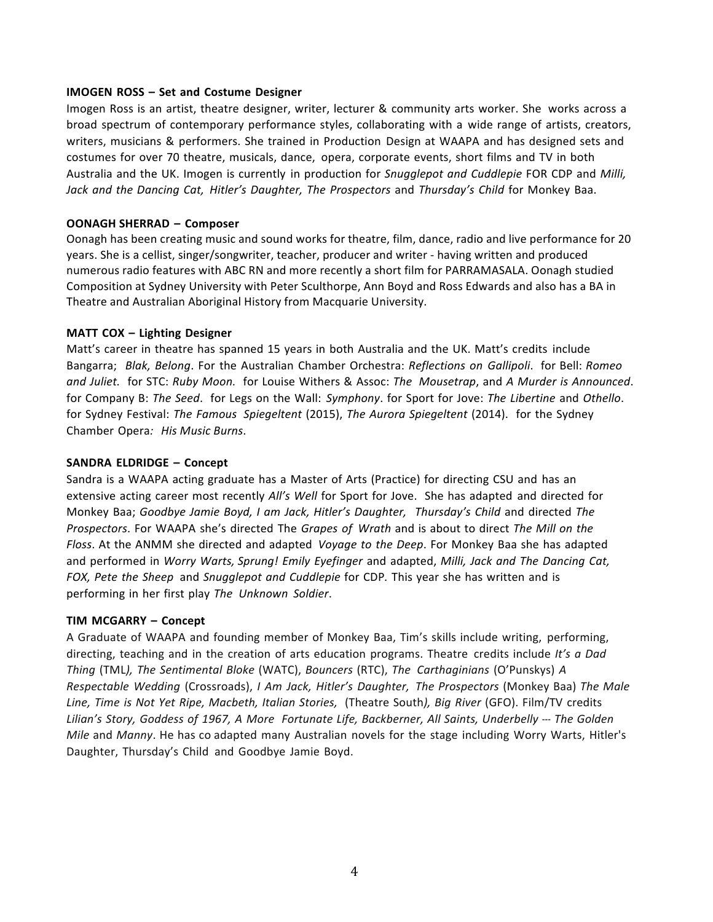**IMOGEN ROSS – Set and Costume Designer**

Imogen Ross is an artist, theatre designer, writer, lecturer & community arts worker. She works across a broad spectrum of contemporary performance styles, collaborating with a wide range of artists, creators, writers, musicians & performers. She trained in Production Design at WAAPA and has designed sets and costumes for over 70 theatre, musicals, dance, opera, corporate events, short films and TV in both Australia and the UK. Imogen is currently in production for *Snugglepot and Cuddlepie* FOR CDP and *Milli, Jack and the Dancing Cat, Hitler's Daughter, The Prospectors* and *Thursday's Child* for Monkey Baa.

**OONAGH SHERRAD – Composer**

Oonagh has been creating music and sound works for theatre, film, dance, radio and live performance for 20 years. She is a cellist, singer/songwriter, teacher, producer and writer - having written and produced numerous radio features with ABC RN and more recently a short film for PARRAMASALA. Oonagh studied Composition at Sydney University with Peter Sculthorpe, Ann Boyd and Ross Edwards and also has a BA in Theatre and Australian Aboriginal History from Macquarie University.

**MATT COX – Lighting Designer**

Matt's career in theatre has spanned 15 years in both Australia and the UK. Matt's credits include Bangarra; *Blak, Belong*. For the Australian Chamber Orchestra: *Reflections on Gallipoli*. for Bell: *Romeo and Juliet.* for STC: *Ruby Moon.* for Louise Withers & Assoc: *The Mousetrap*, and *A Murder is Announced*. for Company B: *The Seed*. for Legs on the Wall: *Symphony*. for Sport for Jove: *The Libertine* and *Othello*. for Sydney Festival: *The Famous Spiegeltent* (2015), *The Aurora Spiegeltent* (2014). for the Sydney Chamber Opera*: His Music Burns*.

**SANDRA ELDRIDGE – Concept**

Sandra is a WAAPA acting graduate has a Master of Arts (Practice) for directing CSU and has an extensive acting career most recently *All's Well* for Sport for Jove. She has adapted and directed for Monkey Baa; *Goodbye Jamie Boyd, I am Jack, Hitler's Daughter, Thursday's Child* and directed *The Prospectors*. For WAAPA she's directed The *Grapes of Wrath* and is about to direct *The Mill on the Floss*. At the ANMM she directed and adapted *Voyage to the Deep*. For Monkey Baa she has adapted and performed in *Worry Warts, Sprung! Emily Eyefinger* and adapted, *Milli, Jack and The Dancing Cat, FOX, Pete the Sheep* and *Snugglepot and Cuddlepie* for CDP. This year she has written and is performing in her first play *The Unknown Soldier*.

**TIM MCGARRY – Concept**

A Graduate of WAAPA and founding member of Monkey Baa, Tim's skills include writing, performing, directing, teaching and in the creation of arts education programs. Theatre credits include *It's a Dad Thing* (TML*), The Sentimental Bloke* (WATC), *Bouncers* (RTC), *The Carthaginians* (O'Punskys) *A Respectable Wedding* (Crossroads), *I Am Jack, Hitler's Daughter, The Prospectors* (Monkey Baa) *The Male Line, Time is Not Yet Ripe, Macbeth, Italian Stories,* (Theatre South*), Big River* (GFO). Film/TV credits *Lilian's Story, Goddess of 1967, A More Fortunate Life, Backberner, All Saints, Underbelly --- The Golden Mile* and *Manny*. He has co adapted many Australian novels for the stage including Worry Warts, Hitler's Daughter, Thursday's Child and Goodbye Jamie Boyd.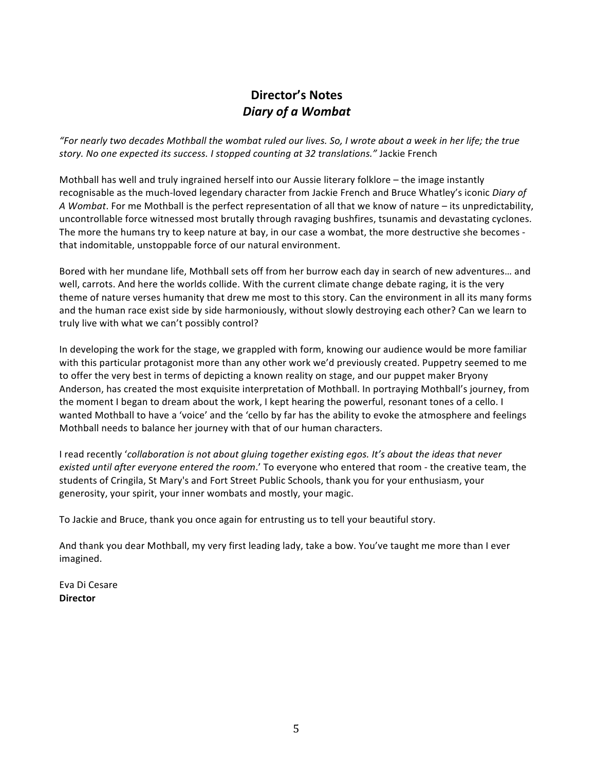# Director's Notes
## *Diary of a Wombat*

*"For nearly two decades Mothball the wombat ruled our lives. So, I wrote about a week in her life; the true story. No one expected its success. I stopped counting at 32 translations."* Jackie French

Mothball has well and truly ingrained herself into our Aussie literary folklore – the image instantly recognisable as the much-loved legendary character from Jackie French and Bruce Whatley's iconic *Diary of A Wombat*. For me Mothball is the perfect representation of all that we know of nature – its unpredictability, uncontrollable force witnessed most brutally through ravaging bushfires, tsunamis and devastating cyclones. The more the humans try to keep nature at bay, in our case a wombat, the more destructive she becomes - that indomitable, unstoppable force of our natural environment.

Bored with her mundane life, Mothball sets off from her burrow each day in search of new adventures… and well, carrots. And here the worlds collide. With the current climate change debate raging, it is the very theme of nature verses humanity that drew me most to this story. Can the environment in all its many forms and the human race exist side by side harmoniously, without slowly destroying each other? Can we learn to truly live with what we can't possibly control?

In developing the work for the stage, we grappled with form, knowing our audience would be more familiar with this particular protagonist more than any other work we'd previously created. Puppetry seemed to me to offer the very best in terms of depicting a known reality on stage, and our puppet maker Bryony Anderson, has created the most exquisite interpretation of Mothball. In portraying Mothball's journey, from the moment I began to dream about the work, I kept hearing the powerful, resonant tones of a cello. I wanted Mothball to have a 'voice' and the 'cello by far has the ability to evoke the atmosphere and feelings Mothball needs to balance her journey with that of our human characters.

I read recently '*collaboration is not about gluing together existing egos. It's about the ideas that never existed until after everyone entered the room*.' To everyone who entered that room - the creative team, the students of Cringila, St Mary's and Fort Street Public Schools, thank you for your enthusiasm, your generosity, your spirit, your inner wombats and mostly, your magic.

To Jackie and Bruce, thank you once again for entrusting us to tell your beautiful story.

And thank you dear Mothball, my very first leading lady, take a bow. You've taught me more than I ever imagined.

Eva Di Cesare
**Director**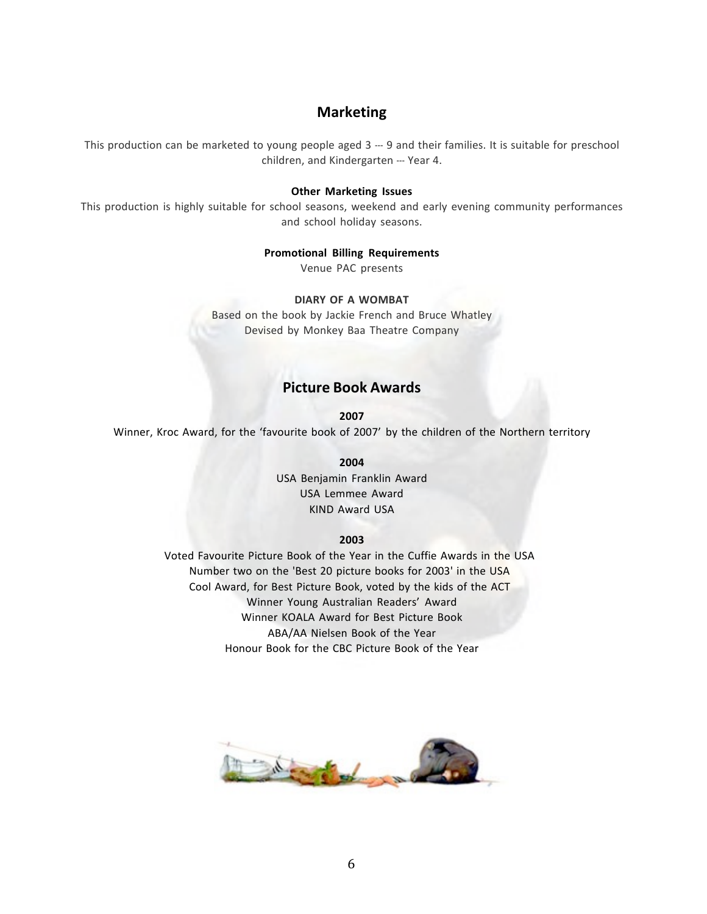## Marketing

This production can be marketed to young people aged 3 --- 9 and their families. It is suitable for preschool children, and Kindergarten --- Year 4.

**Other Marketing Issues**

This production is highly suitable for school seasons, weekend and early evening community performances and school holiday seasons.

**Promotional Billing Requirements**

Venue PAC presents

**DIARY OF A WOMBAT**

Based on the book by Jackie French and Bruce Whatley

Devised by Monkey Baa Theatre Company

## Picture Book Awards

**2007**

Winner, Kroc Award, for the 'favourite book of 2007' by the children of the Northern territory

**2004**

USA Benjamin Franklin Award

USA Lemmee Award

KIND Award USA

**2003**

Voted Favourite Picture Book of the Year in the Cuffie Awards in the USA

Number two on the 'Best 20 picture books for 2003' in the USA

Cool Award, for Best Picture Book, voted by the kids of the ACT

Winner Young Australian Readers' Award

Winner KOALA Award for Best Picture Book

ABA/AA Nielsen Book of the Year

Honour Book for the CBC Picture Book of the Year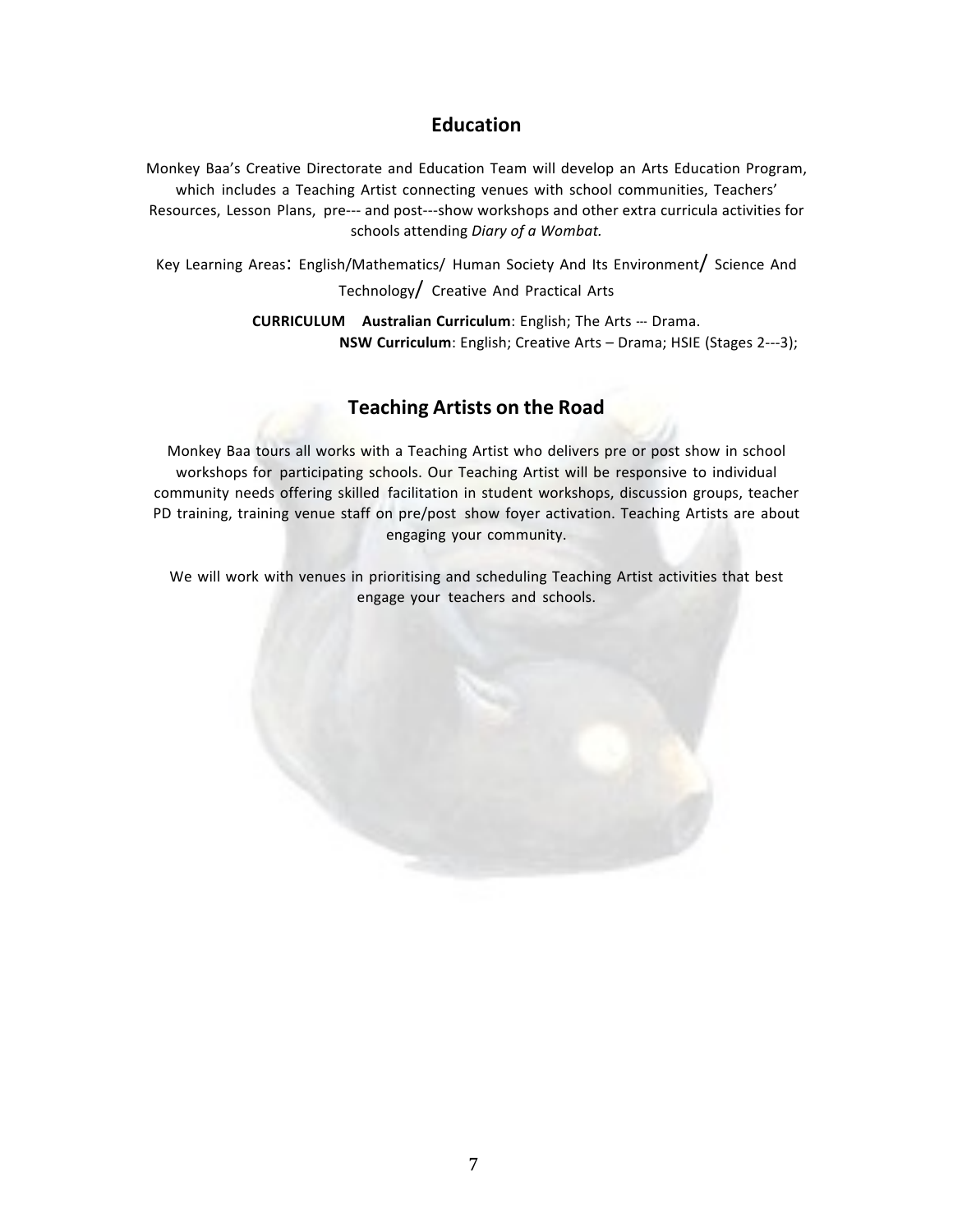## Education

Monkey Baa's Creative Directorate and Education Team will develop an Arts Education Program, which includes a Teaching Artist connecting venues with school communities, Teachers' Resources, Lesson Plans, pre--- and post---show workshops and other extra curricula activities for schools attending *Diary of a Wombat.*

Key Learning Areas: English/Mathematics/ Human Society And Its Environment/ Science And Technology/ Creative And Practical Arts

**CURRICULUM** **Australian Curriculum**: English; The Arts --- Drama.
**NSW Curriculum**: English; Creative Arts – Drama; HSIE (Stages 2---3);

## Teaching Artists on the Road

Monkey Baa tours all works with a Teaching Artist who delivers pre or post show in school workshops for participating schools. Our Teaching Artist will be responsive to individual community needs offering skilled facilitation in student workshops, discussion groups, teacher PD training, training venue staff on pre/post show foyer activation. Teaching Artists are about engaging your community.

We will work with venues in prioritising and scheduling Teaching Artist activities that best engage your teachers and schools.